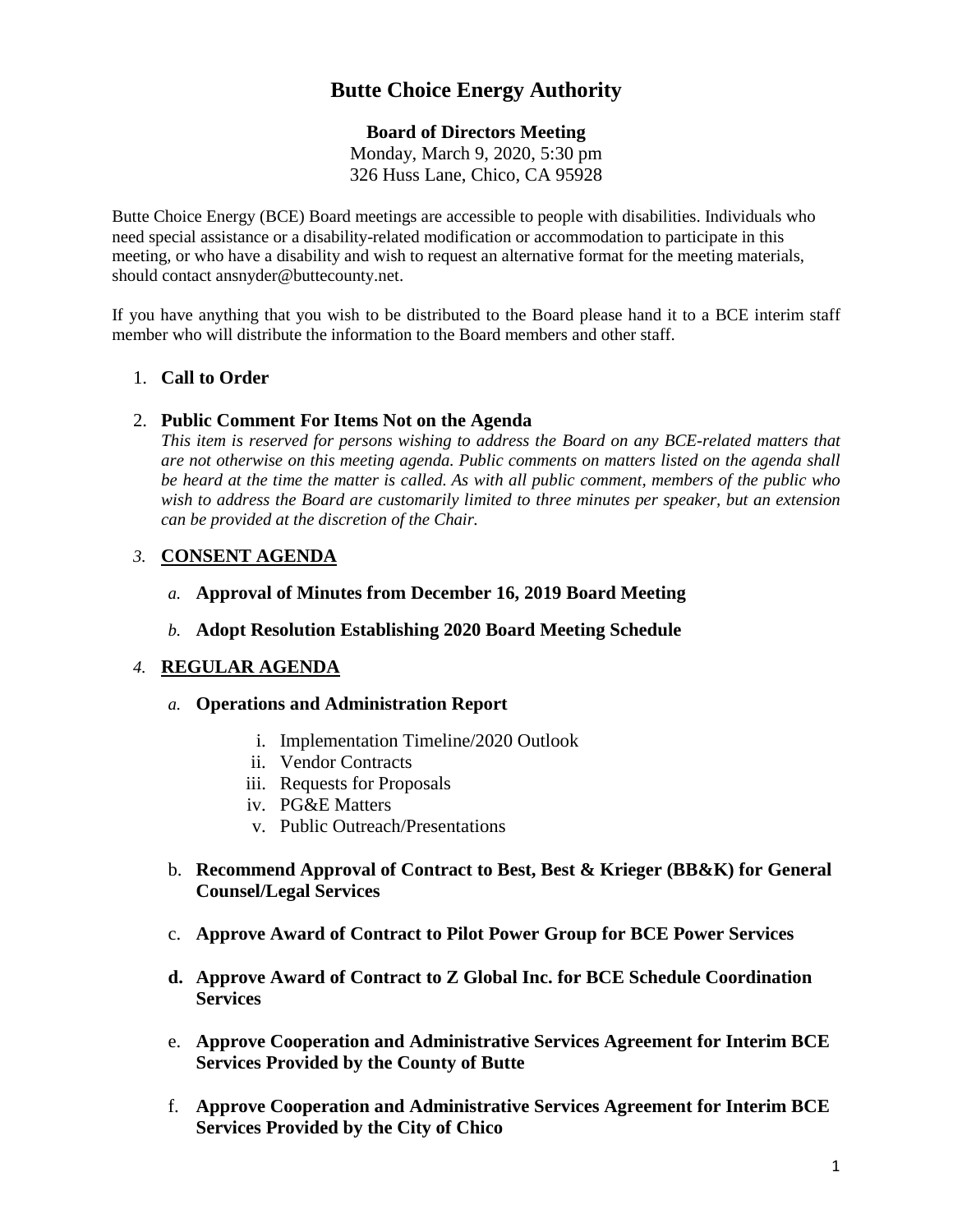# Butte Choice Energy Authority

**Board of Directors Meeting**
Monday, March 9, 2020, 5:30 pm
326 Huss Lane, Chico, CA 95928

Butte Choice Energy (BCE) Board meetings are accessible to people with disabilities. Individuals who need special assistance or a disability-related modification or accommodation to participate in this meeting, or who have a disability and wish to request an alternative format for the meeting materials, should contact ansnyder@buttecounty.net.

If you have anything that you wish to be distributed to the Board please hand it to a BCE interim staff member who will distribute the information to the Board members and other staff.

1. **Call to Order**

2. **Public Comment For Items Not on the Agenda**
   *This item is reserved for persons wishing to address the Board on any BCE-related matters that are not otherwise on this meeting agenda. Public comments on matters listed on the agenda shall be heard at the time the matter is called. As with all public comment, members of the public who wish to address the Board are customarily limited to three minutes per speaker, but an extension can be provided at the discretion of the Chair.*

3. **CONSENT AGENDA**

   a. **Approval of Minutes from December 16, 2019 Board Meeting**

   b. **Adopt Resolution Establishing 2020 Board Meeting Schedule**

4. **REGULAR AGENDA**

   a. **Operations and Administration Report**
      i. Implementation Timeline/2020 Outlook
      ii. Vendor Contracts
      iii. Requests for Proposals
      iv. PG&E Matters
      v. Public Outreach/Presentations

   b. **Recommend Approval of Contract to Best, Best & Krieger (BB&K) for General Counsel/Legal Services**

   c. **Approve Award of Contract to Pilot Power Group for BCE Power Services**

   d. **Approve Award of Contract to Z Global Inc. for BCE Schedule Coordination Services**

   e. **Approve Cooperation and Administrative Services Agreement for Interim BCE Services Provided by the County of Butte**

   f. **Approve Cooperation and Administrative Services Agreement for Interim BCE Services Provided by the City of Chico**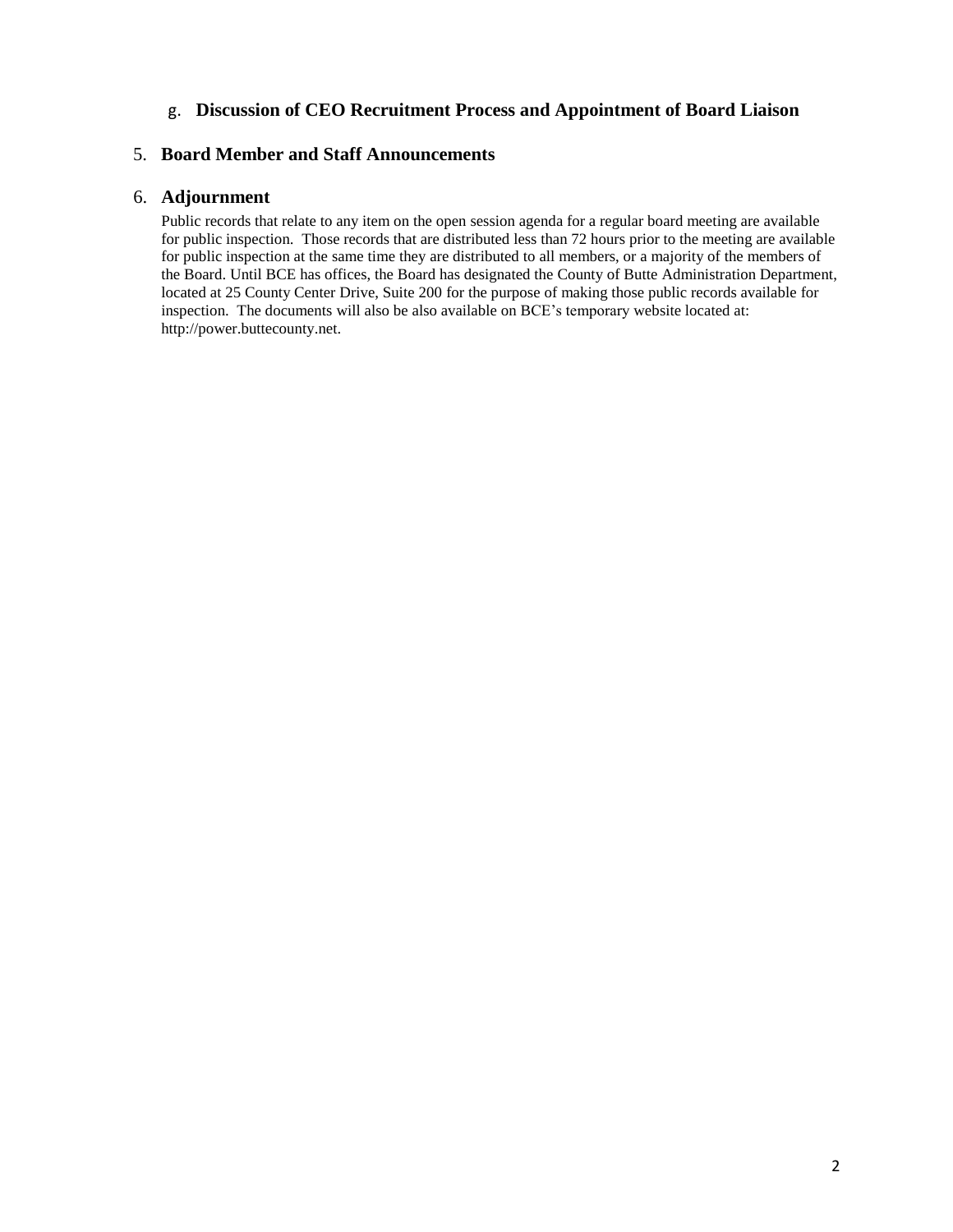g. **Discussion of CEO Recruitment Process and Appointment of Board Liaison**

5. **Board Member and Staff Announcements**

6. **Adjournment**

Public records that relate to any item on the open session agenda for a regular board meeting are available for public inspection. Those records that are distributed less than 72 hours prior to the meeting are available for public inspection at the same time they are distributed to all members, or a majority of the members of the Board. Until BCE has offices, the Board has designated the County of Butte Administration Department, located at 25 County Center Drive, Suite 200 for the purpose of making those public records available for inspection. The documents will also be also available on BCE's temporary website located at: http://power.buttecounty.net.